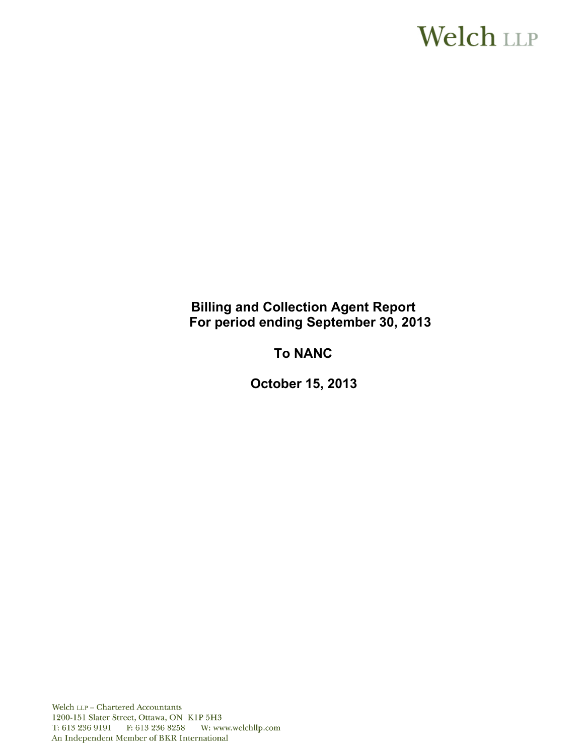Welch LLP

# Billing and Collection Agent Report
## For period ending September 30, 2013

## To NANC

## October 15, 2013

Welch LLP – Chartered Accountants
1200-151 Slater Street, Ottawa, ON K1P 5H3
T: 613 236 9191 F: 613 236 8258 W: www.welchllp.com
An Independent Member of BKR International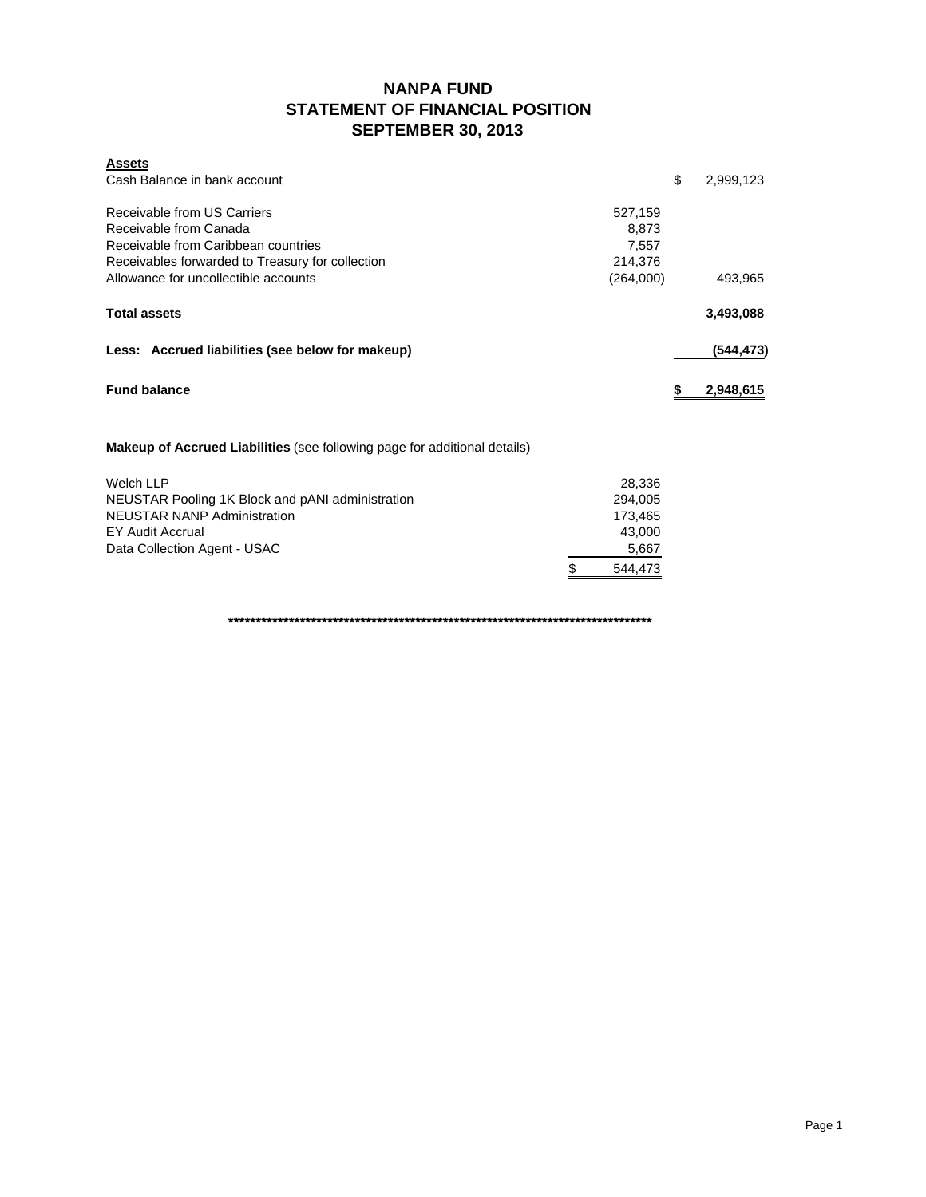# NANPA FUND
## STATEMENT OF FINANCIAL POSITION
## SEPTEMBER 30, 2013

**Assets**

| | | |
|---|---|---|
| Cash Balance in bank account | | $ 2,999,123 |
| | | |
| Receivable from US Carriers | 527,159 | |
| Receivable from Canada | 8,873 | |
| Receivable from Caribbean countries | 7,557 | |
| Receivables forwarded to Treasury for collection | 214,376 | |
| Allowance for uncollectible accounts | (264,000) | 493,965 |
| | | |
| **Total assets** | | **3,493,088** |
| | | |
| **Less: Accrued liabilities (see below for makeup)** | | **(544,473)** |
| | | |
| **Fund balance** | | **$ 2,948,615** |

**Makeup of Accrued Liabilities** (see following page for additional details)

| | |
|---|---|
| Welch LLP | 28,336 |
| NEUSTAR Pooling 1K Block and pANI administration | 294,005 |
| NEUSTAR NANP Administration | 173,465 |
| EY Audit Accrual | 43,000 |
| Data Collection Agent - USAC | 5,667 |
| | $ 544,473 |

********************************************************************************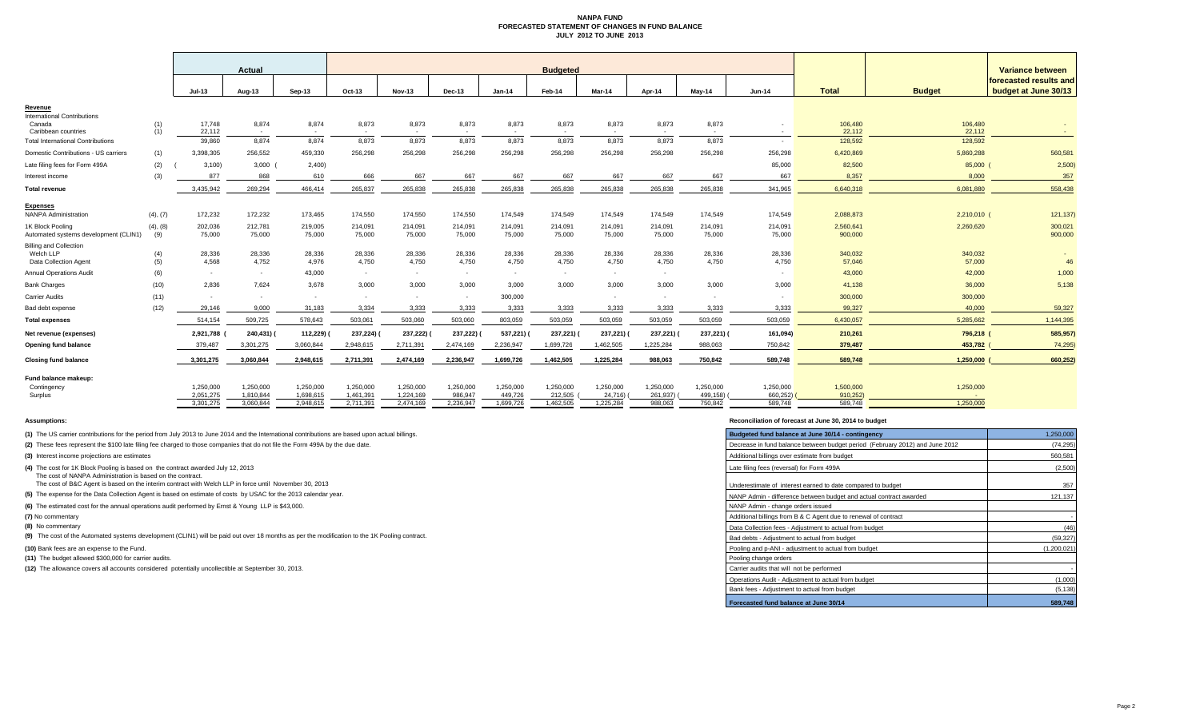# NANPA FUND
## FORECASTED STATEMENT OF CHANGES IN FUND BALANCE
### JULY 2012 TO JUNE 2013

| | | Actual | | | Budgeted | | | | | | | | | | | Variance between forecasted results and budget at June 30/13 |
|---|---|---|---|---|---|---|---|---|---|---|---|---|---|---|---|---|
| | | Jul-13 | Aug-13 | Sep-13 | Oct-13 | Nov-13 | Dec-13 | Jan-14 | Feb-14 | Mar-14 | Apr-14 | May-14 | Jun-14 | Total | Budget | |
| **Revenue** | | | | | | | | | | | | | | | | |
| International Contributions | | | | | | | | | | | | | | | | |
| Canada | (1) | 17,748 | 8,874 | 8,874 | 8,873 | 8,873 | 8,873 | 8,873 | 8,873 | 8,873 | 8,873 | 8,873 | - | 106,480 | 106,480 | - |
| Caribbean countries | (1) | 22,112 | - | - | - | - | - | - | - | - | - | - | - | 22,112 | 22,112 | - |
| Total International Contributions | | 39,860 | 8,874 | 8,874 | 8,873 | 8,873 | 8,873 | 8,873 | 8,873 | 8,873 | 8,873 | 8,873 | - | 128,592 | 128,592 | |
| Domestic Contributions - US carriers | (1) | 3,398,305 | 256,552 | 459,330 | 256,298 | 256,298 | 256,298 | 256,298 | 256,298 | 256,298 | 256,298 | 256,298 | 256,298 | 6,420,869 | 5,860,288 | 560,581 |
| Late filing fees for Form 499A | (2) | (3,100) | 3,000 | (2,400) | | | | | | | | | 85,000 | 82,500 | 85,000 | (2,500) |
| Interest income | (3) | 877 | 868 | 610 | 666 | 667 | 667 | 667 | 667 | 667 | 667 | 667 | 667 | 8,357 | 8,000 | 357 |
| **Total revenue** | | 3,435,942 | 269,294 | 466,414 | 265,837 | 265,838 | 265,838 | 265,838 | 265,838 | 265,838 | 265,838 | 265,838 | 341,965 | 6,640,318 | 6,081,880 | 558,438 |
| **Expenses** | | | | | | | | | | | | | | | | |
| NANPA Administration | (4), (7) | 172,232 | 172,232 | 173,465 | 174,550 | 174,550 | 174,550 | 174,549 | 174,549 | 174,549 | 174,549 | 174,549 | 174,549 | 2,088,873 | 2,210,010 | (121,137) |
| 1K Block Pooling | (4), (8) | 202,036 | 212,781 | 219,005 | 214,091 | 214,091 | 214,091 | 214,091 | 214,091 | 214,091 | 214,091 | 214,091 | 214,091 | 2,560,641 | 2,260,620 | 300,021 |
| Automated systems development (CLIN1) | (9) | 75,000 | 75,000 | 75,000 | 75,000 | 75,000 | 75,000 | 75,000 | 75,000 | 75,000 | 75,000 | 75,000 | 75,000 | 900,000 | | 900,000 |
| Billing and Collection | | | | | | | | | | | | | | | | |
| Welch LLP | (4) | 28,336 | 28,336 | 28,336 | 28,336 | 28,336 | 28,336 | 28,336 | 28,336 | 28,336 | 28,336 | 28,336 | 28,336 | 340,032 | 340,032 | - |
| Data Collection Agent | (5) | 4,568 | 4,752 | 4,976 | 4,750 | 4,750 | 4,750 | 4,750 | 4,750 | 4,750 | 4,750 | 4,750 | 4,750 | 57,046 | 57,000 | 46 |
| Annual Operations Audit | (6) | - | - | 43,000 | - | - | - | - | - | - | - | | - | 43,000 | 42,000 | 1,000 |
| Bank Charges | (10) | 2,836 | 7,624 | 3,678 | 3,000 | 3,000 | 3,000 | 3,000 | 3,000 | 3,000 | 3,000 | 3,000 | 3,000 | 41,138 | 36,000 | 5,138 |
| Carrier Audits | (11) | - | - | - | - | - | - | 300,000 | | - | - | - | - | 300,000 | 300,000 | |
| Bad debt expense | (12) | 29,146 | 9,000 | 31,183 | 3,334 | 3,333 | 3,333 | 3,333 | 3,333 | 3,333 | 3,333 | 3,333 | 3,333 | 99,327 | 40,000 | 59,327 |
| **Total expenses** | | 514,154 | 509,725 | 578,643 | 503,061 | 503,060 | 503,060 | 803,059 | 503,059 | 503,059 | 503,059 | 503,059 | 503,059 | 6,430,057 | 5,285,662 | 1,144,395 |
| **Net revenue (expenses)** | | 2,921,788 | (240,431) | (112,229) | (237,224) | (237,222) | (237,222) | (537,221) | (237,221) | (237,221) | (237,221) | (237,221) | (161,094) | 210,261 | 796,218 | (585,957) |
| **Opening fund balance** | | 379,487 | 3,301,275 | 3,060,844 | 2,948,615 | 2,711,391 | 2,474,169 | 2,236,947 | 1,699,726 | 1,462,505 | 1,225,284 | 988,063 | 750,842 | 379,487 | 453,782 | (74,295) |
| **Closing fund balance** | | 3,301,275 | 3,060,844 | 2,948,615 | 2,711,391 | 2,474,169 | 2,236,947 | 1,699,726 | 1,462,505 | 1,225,284 | 988,063 | 750,842 | 589,748 | 589,748 | 1,250,000 | (660,252) |
| **Fund balance makeup:** | | | | | | | | | | | | | | | | |
| Contingency | | 1,250,000 | 1,250,000 | 1,250,000 | 1,250,000 | 1,250,000 | 1,250,000 | 1,250,000 | 1,250,000 | 1,250,000 | 1,250,000 | 1,250,000 | 1,250,000 | 1,500,000 | 1,250,000 | |
| Surplus | | 2,051,275 | 1,810,844 | 1,698,615 | 1,461,391 | 1,224,169 | 986,947 | 449,726 | 212,505 | (24,716) | (261,937) | (499,158) | (660,252) | (910,252) | - | |
| | | 3,301,275 | 3,060,844 | 2,948,615 | 2,711,391 | 2,474,169 | 2,236,947 | 1,699,726 | 1,462,505 | 1,225,284 | 988,063 | 750,842 | 589,748 | 589,748 | 1,250,000 | |

**Assumptions:**

**(1)** The US carrier contributions for the period from July 2013 to June 2014 and the International contributions are based upon actual billings.

**(2)** These fees represent the $100 late filing fee charged to those companies that do not file the Form 499A by the due date.

**(3)** Interest income projections are estimates

**(4)** The cost for 1K Block Pooling is based on the contract awarded July 12, 2013
The cost of NANPA Administration is based on the contract.
The cost of B&C Agent is based on the interim contract with Welch LLP in force until November 30, 2013

**(5)** The expense for the Data Collection Agent is based on estimate of costs by USAC for the 2013 calendar year.

**(6)** The estimated cost for the annual operations audit performed by Ernst & Young LLP is $43,000.

**(7)** No commentary

**(8)** No commentary

**(9)** The cost of the Automated systems development (CLIN1) will be paid out over 18 months as per the modification to the 1K Pooling contract.

**(10)** Bank fees are an expense to the Fund.

**(11)** The budget allowed $300,000 for carrier audits.

**(12)** The allowance covers all accounts considered potentially uncollectible at September 30, 2013.

**Reconciliation of forecast at June 30, 2014 to budget**

| Item | Amount |
|---|---|
| Budgeted fund balance at June 30/14 - contingency | 1,250,000 |
| Decrease in fund balance between budget period (February 2012) and June 2012 | (74,295) |
| Additional billings over estimate from budget | 560,581 |
| Late filing fees (reversal) for Form 499A | (2,500) |
| Underestimate of interest earned to date compared to budget | 357 |
| NANP Admin - difference between budget and actual contract awarded | 121,137 |
| NANP Admin - change orders issued | |
| Additional billings from B & C Agent due to renewal of contract | - |
| Data Collection fees - Adjustment to actual from budget | (46) |
| Bad debts - Adjustment to actual from budget | (59,327) |
| Pooling and p-ANI - adjustment to actual from budget | (1,200,021) |
| Pooling change orders | |
| Carrier audits that will not be performed | - |
| Operations Audit - Adjustment to actual from budget | (1,000) |
| Bank fees - Adjustment to actual from budget | (5,138) |
| **Forecasted fund balance at June 30/14** | **589,748** |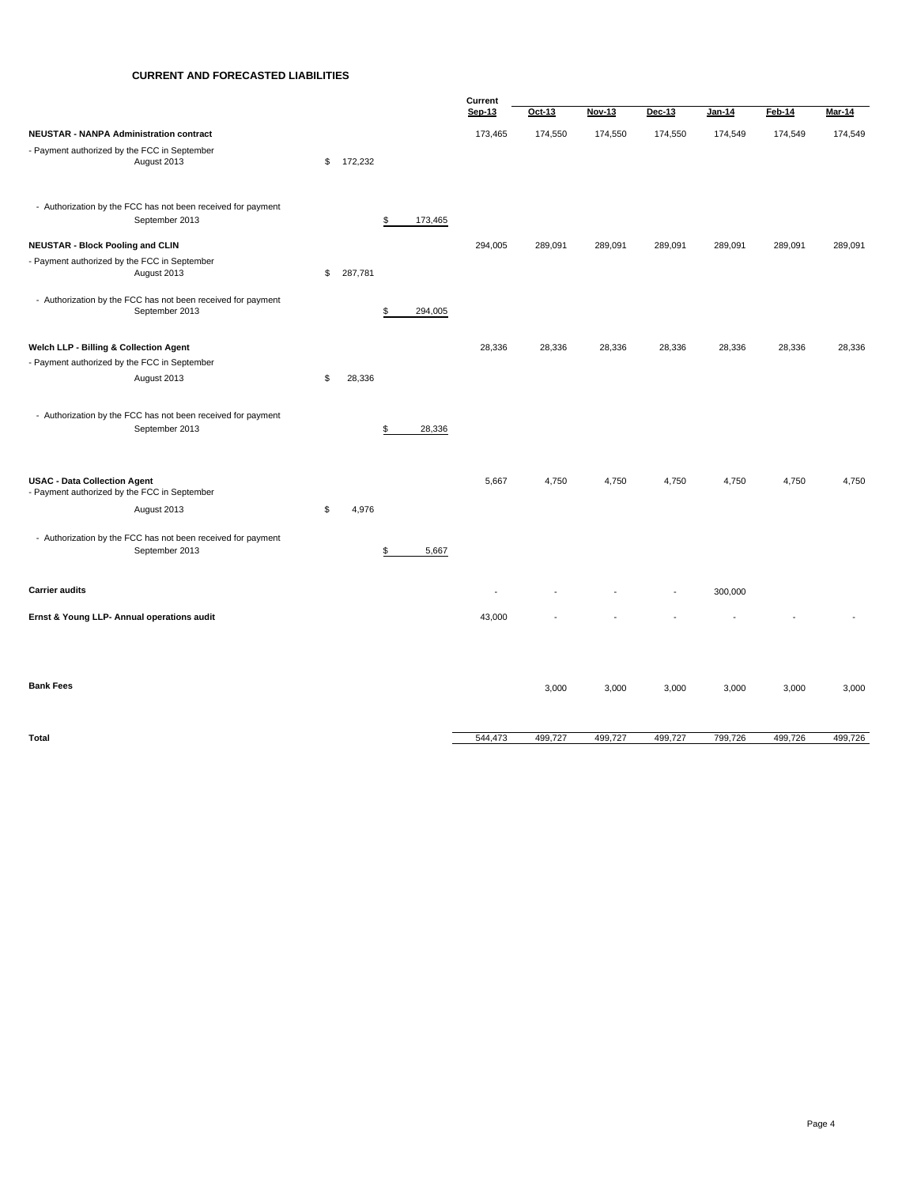## CURRENT AND FORECASTED LIABILITIES

| | | | Current Sep-13 | Oct-13 | Nov-13 | Dec-13 | Jan-14 | Feb-14 | Mar-14 |
|---|---|---|---|---|---|---|---|---|---|
| **NEUSTAR - NANPA Administration contract** | | | 173,465 | 174,550 | 174,550 | 174,550 | 174,549 | 174,549 | 174,549 |
| - Payment authorized by the FCC in September August 2013 | $ 172,232 | | | | | | | | |
| - Authorization by the FCC has not been received for payment September 2013 | | $ 173,465 | | | | | | | |
| **NEUSTAR - Block Pooling and CLIN** | | | 294,005 | 289,091 | 289,091 | 289,091 | 289,091 | 289,091 | 289,091 |
| - Payment authorized by the FCC in September August 2013 | $ 287,781 | | | | | | | | |
| - Authorization by the FCC has not been received for payment September 2013 | | $ 294,005 | | | | | | | |
| **Welch LLP - Billing & Collection Agent** | | | 28,336 | 28,336 | 28,336 | 28,336 | 28,336 | 28,336 | 28,336 |
| - Payment authorized by the FCC in September August 2013 | $ 28,336 | | | | | | | | |
| - Authorization by the FCC has not been received for payment September 2013 | | $ 28,336 | | | | | | | |
| **USAC - Data Collection Agent** | | | 5,667 | 4,750 | 4,750 | 4,750 | 4,750 | 4,750 | 4,750 |
| - Payment authorized by the FCC in September August 2013 | $ 4,976 | | | | | | | | |
| - Authorization by the FCC has not been received for payment September 2013 | | $ 5,667 | | | | | | | |
| **Carrier audits** | | | - | - | - | - | 300,000 | | |
| **Ernst & Young LLP- Annual operations audit** | | | 43,000 | - | - | - | - | - | - |
| **Bank Fees** | | | | 3,000 | 3,000 | 3,000 | 3,000 | 3,000 | 3,000 |
| **Total** | | | 544,473 | 499,727 | 499,727 | 499,727 | 799,726 | 499,726 | 499,726 |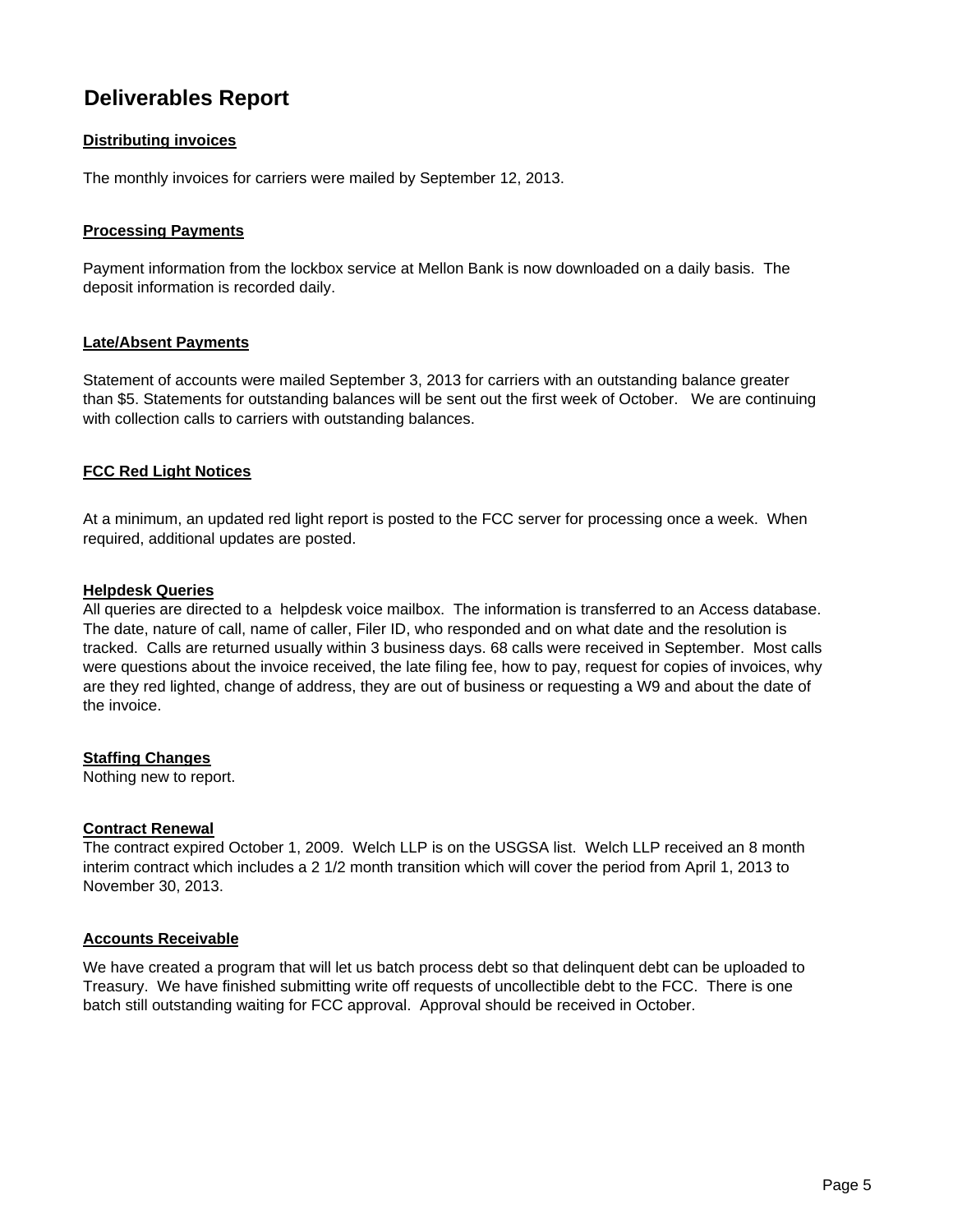# Deliverables Report

**Distributing invoices**

The monthly invoices for carriers were mailed by September 12, 2013.

**Processing Payments**

Payment information from the lockbox service at Mellon Bank is now downloaded on a daily basis. The deposit information is recorded daily.

**Late/Absent Payments**

Statement of accounts were mailed September 3, 2013 for carriers with an outstanding balance greater than $5. Statements for outstanding balances will be sent out the first week of October. We are continuing with collection calls to carriers with outstanding balances.

**FCC Red Light Notices**

At a minimum, an updated red light report is posted to the FCC server for processing once a week. When required, additional updates are posted.

**Helpdesk Queries**

All queries are directed to a helpdesk voice mailbox. The information is transferred to an Access database. The date, nature of call, name of caller, Filer ID, who responded and on what date and the resolution is tracked. Calls are returned usually within 3 business days. 68 calls were received in September. Most calls were questions about the invoice received, the late filing fee, how to pay, request for copies of invoices, why are they red lighted, change of address, they are out of business or requesting a W9 and about the date of the invoice.

**Staffing Changes**

Nothing new to report.

**Contract Renewal**

The contract expired October 1, 2009. Welch LLP is on the USGSA list. Welch LLP received an 8 month interim contract which includes a 2 1/2 month transition which will cover the period from April 1, 2013 to November 30, 2013.

**Accounts Receivable**

We have created a program that will let us batch process debt so that delinquent debt can be uploaded to Treasury. We have finished submitting write off requests of uncollectible debt to the FCC. There is one batch still outstanding waiting for FCC approval. Approval should be received in October.